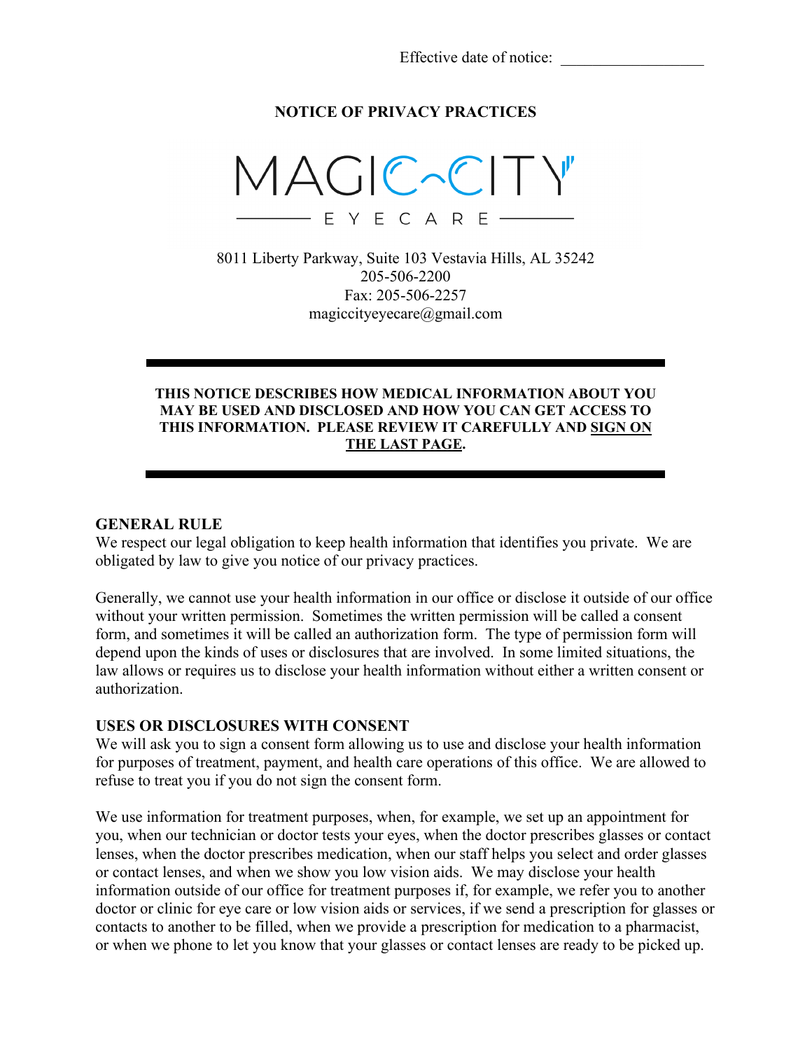Effective date of notice: \_\_\_\_\_\_\_\_\_\_\_\_\_\_\_\_\_\_

# NOTICE OF PRIVACY PRACTICES

MAGIC CITY EYECARE

8011 Liberty Parkway, Suite 103 Vestavia Hills, AL 35242
205-506-2200
Fax: 205-506-2257
magiccityeyecare@gmail.com

---

**THIS NOTICE DESCRIBES HOW MEDICAL INFORMATION ABOUT YOU MAY BE USED AND DISCLOSED AND HOW YOU CAN GET ACCESS TO THIS INFORMATION. PLEASE REVIEW IT CAREFULLY AND SIGN ON THE LAST PAGE.**

---

## GENERAL RULE

We respect our legal obligation to keep health information that identifies you private. We are obligated by law to give you notice of our privacy practices.

Generally, we cannot use your health information in our office or disclose it outside of our office without your written permission. Sometimes the written permission will be called a consent form, and sometimes it will be called an authorization form. The type of permission form will depend upon the kinds of uses or disclosures that are involved. In some limited situations, the law allows or requires us to disclose your health information without either a written consent or authorization.

## USES OR DISCLOSURES WITH CONSENT

We will ask you to sign a consent form allowing us to use and disclose your health information for purposes of treatment, payment, and health care operations of this office. We are allowed to refuse to treat you if you do not sign the consent form.

We use information for treatment purposes, when, for example, we set up an appointment for you, when our technician or doctor tests your eyes, when the doctor prescribes glasses or contact lenses, when the doctor prescribes medication, when our staff helps you select and order glasses or contact lenses, and when we show you low vision aids. We may disclose your health information outside of our office for treatment purposes if, for example, we refer you to another doctor or clinic for eye care or low vision aids or services, if we send a prescription for glasses or contacts to another to be filled, when we provide a prescription for medication to a pharmacist, or when we phone to let you know that your glasses or contact lenses are ready to be picked up.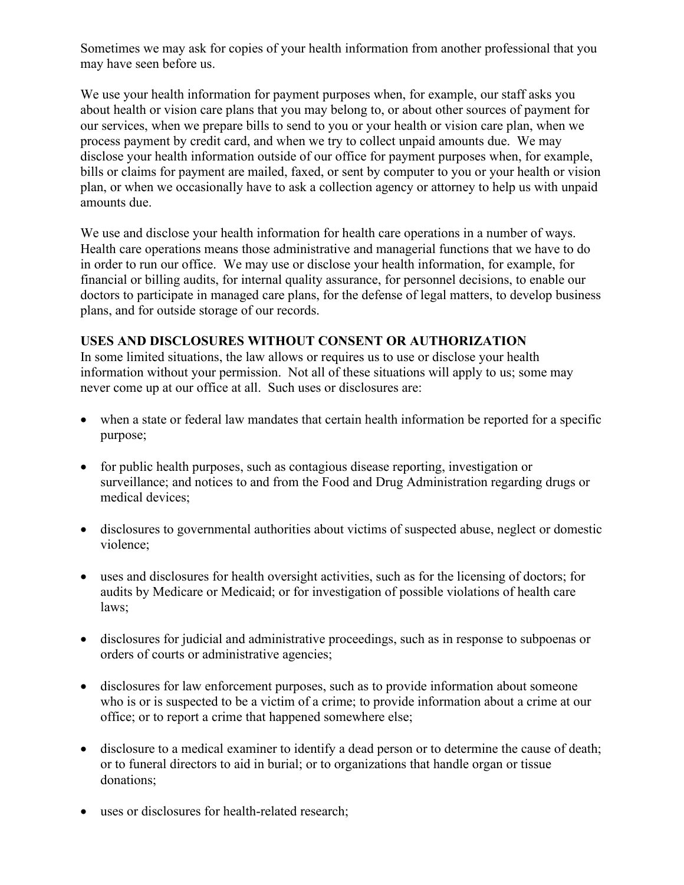Sometimes we may ask for copies of your health information from another professional that you may have seen before us.

We use your health information for payment purposes when, for example, our staff asks you about health or vision care plans that you may belong to, or about other sources of payment for our services, when we prepare bills to send to you or your health or vision care plan, when we process payment by credit card, and when we try to collect unpaid amounts due. We may disclose your health information outside of our office for payment purposes when, for example, bills or claims for payment are mailed, faxed, or sent by computer to you or your health or vision plan, or when we occasionally have to ask a collection agency or attorney to help us with unpaid amounts due.

We use and disclose your health information for health care operations in a number of ways. Health care operations means those administrative and managerial functions that we have to do in order to run our office. We may use or disclose your health information, for example, for financial or billing audits, for internal quality assurance, for personnel decisions, to enable our doctors to participate in managed care plans, for the defense of legal matters, to develop business plans, and for outside storage of our records.

**USES AND DISCLOSURES WITHOUT CONSENT OR AUTHORIZATION**

In some limited situations, the law allows or requires us to use or disclose your health information without your permission. Not all of these situations will apply to us; some may never come up at our office at all. Such uses or disclosures are:

- when a state or federal law mandates that certain health information be reported for a specific purpose;
- for public health purposes, such as contagious disease reporting, investigation or surveillance; and notices to and from the Food and Drug Administration regarding drugs or medical devices;
- disclosures to governmental authorities about victims of suspected abuse, neglect or domestic violence;
- uses and disclosures for health oversight activities, such as for the licensing of doctors; for audits by Medicare or Medicaid; or for investigation of possible violations of health care laws;
- disclosures for judicial and administrative proceedings, such as in response to subpoenas or orders of courts or administrative agencies;
- disclosures for law enforcement purposes, such as to provide information about someone who is or is suspected to be a victim of a crime; to provide information about a crime at our office; or to report a crime that happened somewhere else;
- disclosure to a medical examiner to identify a dead person or to determine the cause of death; or to funeral directors to aid in burial; or to organizations that handle organ or tissue donations;
- uses or disclosures for health-related research;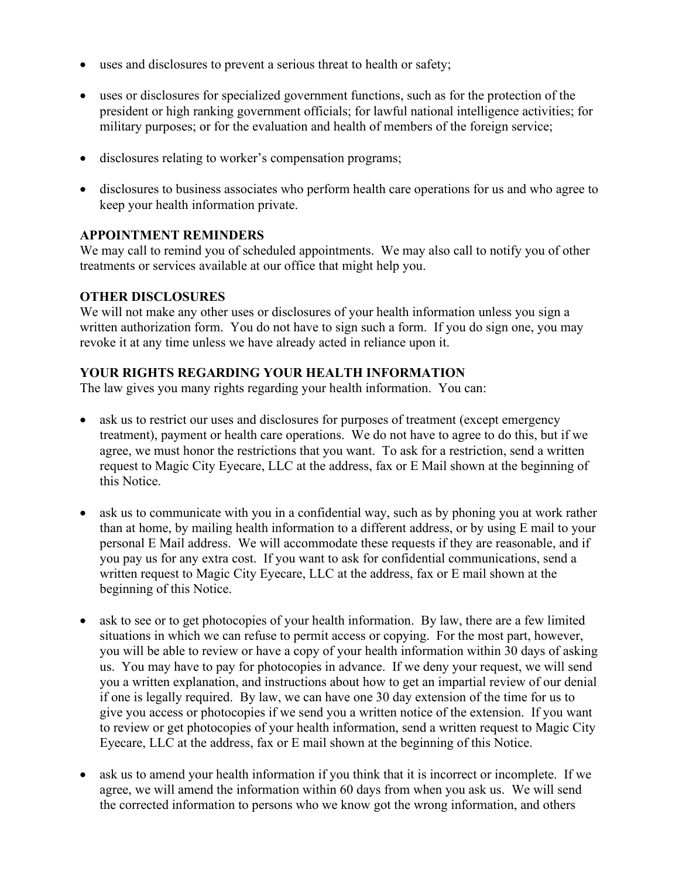- uses and disclosures to prevent a serious threat to health or safety;

- uses or disclosures for specialized government functions, such as for the protection of the president or high ranking government officials; for lawful national intelligence activities; for military purposes; or for the evaluation and health of members of the foreign service;

- disclosures relating to worker's compensation programs;

- disclosures to business associates who perform health care operations for us and who agree to keep your health information private.

**APPOINTMENT REMINDERS**
We may call to remind you of scheduled appointments. We may also call to notify you of other treatments or services available at our office that might help you.

**OTHER DISCLOSURES**
We will not make any other uses or disclosures of your health information unless you sign a written authorization form. You do not have to sign such a form. If you do sign one, you may revoke it at any time unless we have already acted in reliance upon it.

**YOUR RIGHTS REGARDING YOUR HEALTH INFORMATION**
The law gives you many rights regarding your health information. You can:

- ask us to restrict our uses and disclosures for purposes of treatment (except emergency treatment), payment or health care operations. We do not have to agree to do this, but if we agree, we must honor the restrictions that you want. To ask for a restriction, send a written request to Magic City Eyecare, LLC at the address, fax or E Mail shown at the beginning of this Notice.

- ask us to communicate with you in a confidential way, such as by phoning you at work rather than at home, by mailing health information to a different address, or by using E mail to your personal E Mail address. We will accommodate these requests if they are reasonable, and if you pay us for any extra cost. If you want to ask for confidential communications, send a written request to Magic City Eyecare, LLC at the address, fax or E mail shown at the beginning of this Notice.

- ask to see or to get photocopies of your health information. By law, there are a few limited situations in which we can refuse to permit access or copying. For the most part, however, you will be able to review or have a copy of your health information within 30 days of asking us. You may have to pay for photocopies in advance. If we deny your request, we will send you a written explanation, and instructions about how to get an impartial review of our denial if one is legally required. By law, we can have one 30 day extension of the time for us to give you access or photocopies if we send you a written notice of the extension. If you want to review or get photocopies of your health information, send a written request to Magic City Eyecare, LLC at the address, fax or E mail shown at the beginning of this Notice.

- ask us to amend your health information if you think that it is incorrect or incomplete. If we agree, we will amend the information within 60 days from when you ask us. We will send the corrected information to persons who we know got the wrong information, and others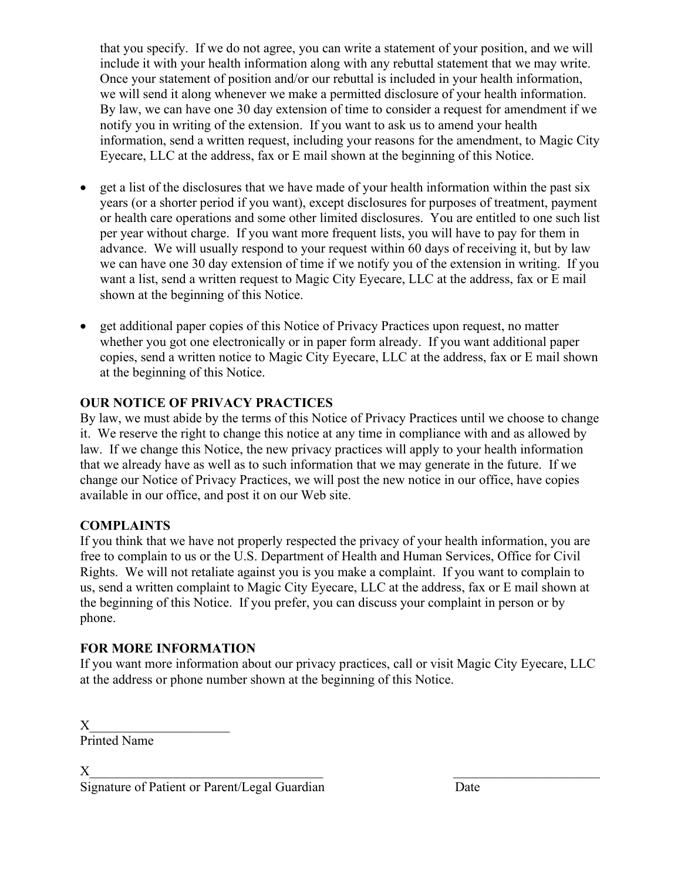that you specify. If we do not agree, you can write a statement of your position, and we will include it with your health information along with any rebuttal statement that we may write. Once your statement of position and/or our rebuttal is included in your health information, we will send it along whenever we make a permitted disclosure of your health information. By law, we can have one 30 day extension of time to consider a request for amendment if we notify you in writing of the extension. If you want to ask us to amend your health information, send a written request, including your reasons for the amendment, to Magic City Eyecare, LLC at the address, fax or E mail shown at the beginning of this Notice.

- get a list of the disclosures that we have made of your health information within the past six years (or a shorter period if you want), except disclosures for purposes of treatment, payment or health care operations and some other limited disclosures. You are entitled to one such list per year without charge. If you want more frequent lists, you will have to pay for them in advance. We will usually respond to your request within 60 days of receiving it, but by law we can have one 30 day extension of time if we notify you of the extension in writing. If you want a list, send a written request to Magic City Eyecare, LLC at the address, fax or E mail shown at the beginning of this Notice.

- get additional paper copies of this Notice of Privacy Practices upon request, no matter whether you got one electronically or in paper form already. If you want additional paper copies, send a written notice to Magic City Eyecare, LLC at the address, fax or E mail shown at the beginning of this Notice.

**OUR NOTICE OF PRIVACY PRACTICES**

By law, we must abide by the terms of this Notice of Privacy Practices until we choose to change it. We reserve the right to change this notice at any time in compliance with and as allowed by law. If we change this Notice, the new privacy practices will apply to your health information that we already have as well as to such information that we may generate in the future. If we change our Notice of Privacy Practices, we will post the new notice in our office, have copies available in our office, and post it on our Web site.

**COMPLAINTS**

If you think that we have not properly respected the privacy of your health information, you are free to complain to us or the U.S. Department of Health and Human Services, Office for Civil Rights. We will not retaliate against you is you make a complaint. If you want to complain to us, send a written complaint to Magic City Eyecare, LLC at the address, fax or E mail shown at the beginning of this Notice. If you prefer, you can discuss your complaint in person or by phone.

**FOR MORE INFORMATION**

If you want more information about our privacy practices, call or visit Magic City Eyecare, LLC at the address or phone number shown at the beginning of this Notice.

X_____________________
Printed Name

X____________________________________ ______________________
Signature of Patient or Parent/Legal Guardian Date